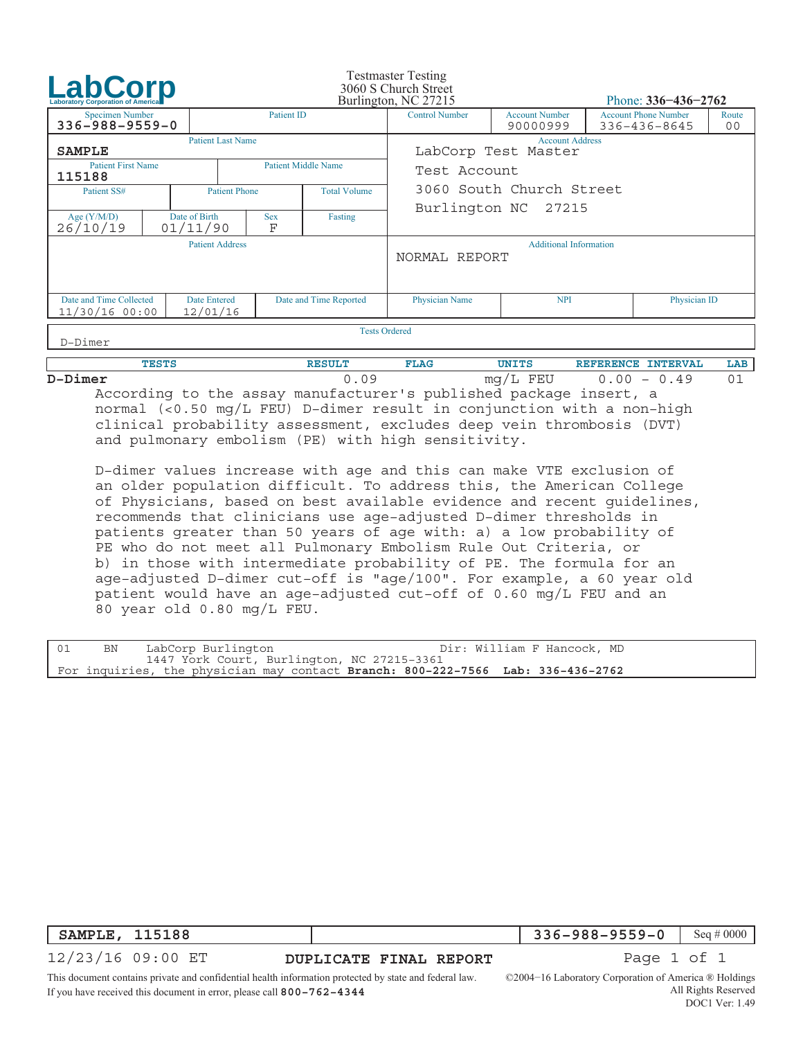# LabCorp
Laboratory Corporation of America

Testmaster Testing
3060 S Church Street
Burlington, NC 27215

Phone: **336-436-2762**

| Specimen Number | Patient ID | Control Number | Account Number | Account Phone Number | Route |
|---|---|---|---|---|---|
| 336-988-9559-0 | | | 90000999 | 336-436-8645 | 00 |

| Patient Last Name | | | |
|---|---|---|---|
| **SAMPLE** | | | |
| **Patient First Name** | | **Patient Middle Name** | |
| 115188 | | | |
| **Patient SS#** | **Patient Phone** | **Total Volume** | |
| | | | |
| **Age (Y/M/D)** | **Date of Birth** | **Sex** | **Fasting** |
| 26/10/19 | 01/11/90 | F | |

**Account Address**
LabCorp Test Master
Test Account
3060 South Church Street
Burlington NC 27215

**Patient Address**

**Additional Information**
NORMAL REPORT

| Date and Time Collected | Date Entered | Date and Time Reported | Physician Name | NPI | Physician ID |
|---|---|---|---|---|---|
| 11/30/16 00:00 | 12/01/16 | | | | |

**Tests Ordered**
D-Dimer

| TESTS | RESULT | FLAG | UNITS | REFERENCE INTERVAL | LAB |
|---|---|---|---|---|---|
| **D-Dimer** | 0.09 | | mg/L FEU | 0.00 - 0.49 | 01 |

According to the assay manufacturer's published package insert, a normal (<0.50 mg/L FEU) D-dimer result in conjunction with a non-high clinical probability assessment, excludes deep vein thrombosis (DVT) and pulmonary embolism (PE) with high sensitivity.

D-dimer values increase with age and this can make VTE exclusion of an older population difficult. To address this, the American College of Physicians, based on best available evidence and recent guidelines, recommends that clinicians use age-adjusted D-dimer thresholds in patients greater than 50 years of age with: a) a low probability of PE who do not meet all Pulmonary Embolism Rule Out Criteria, or b) in those with intermediate probability of PE. The formula for an age-adjusted D-dimer cut-off is "age/100". For example, a 60 year old patient would have an age-adjusted cut-off of 0.60 mg/L FEU and an 80 year old 0.80 mg/L FEU.

01 BN LabCorp Burlington Dir: William F Hancock, MD
1447 York Court, Burlington, NC 27215-3361
For inquiries, the physician may contact **Branch: 800-222-7566 Lab: 336-436-2762**

**SAMPLE, 115188** | **336-988-9559-0** | Seq # 0000

12/23/16 09:00 ET **DUPLICATE FINAL REPORT**

This document contains private and confidential health information protected by state and federal law.
If you have received this document in error, please call **800-762-4344**

©2004-16 Laboratory Corporation of America ® Holdings
All Rights Reserved
DOC1 Ver: 1.49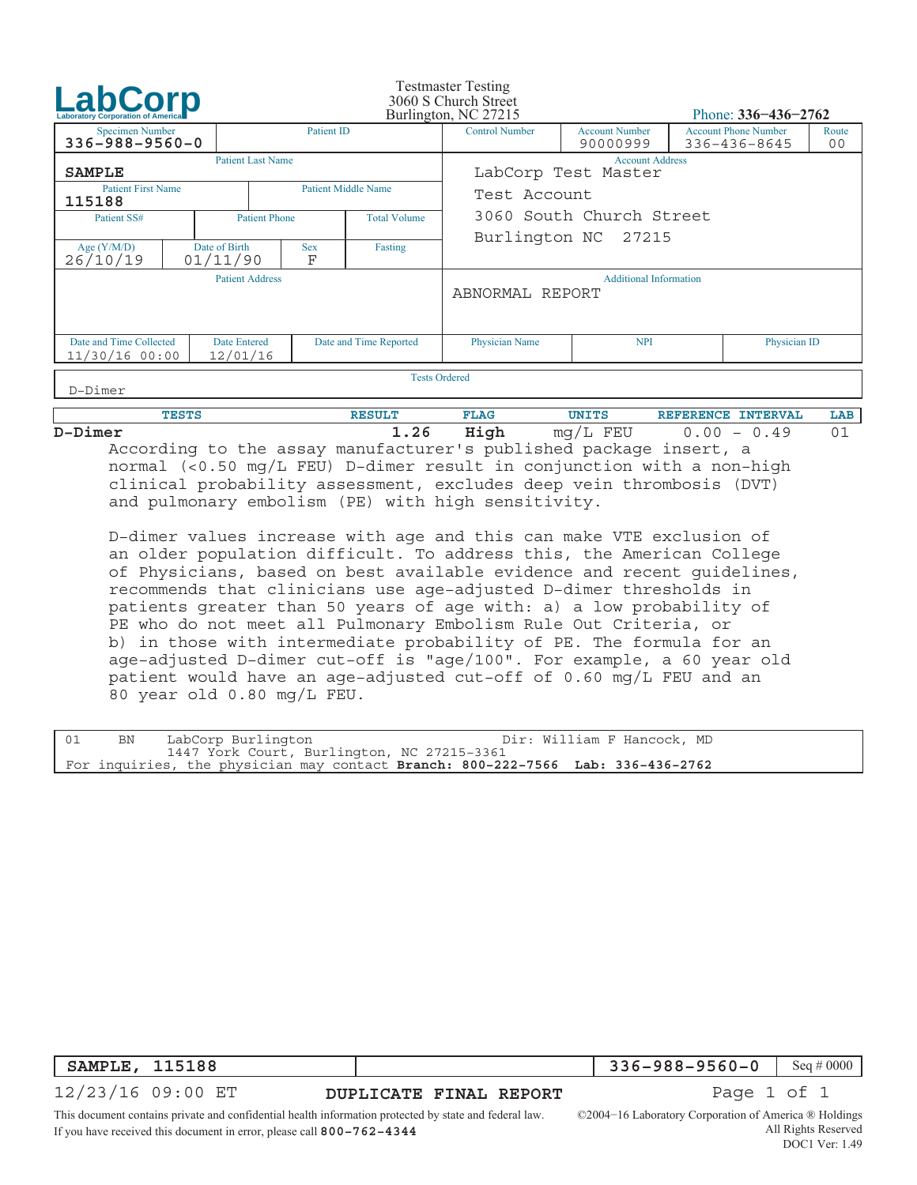# LabCorp
Laboratory Corporation of America

Testmaster Testing
3060 S Church Street
Burlington, NC 27215

Phone: **336-436-2762**

| Specimen Number | Patient ID | Control Number | Account Number | Account Phone Number | Route |
|---|---|---|---|---|---|
| 336-988-9560-0 | | | 90000999 | 336-436-8645 | 00 |

| Patient Last Name | | | |
|---|---|---|---|
| **SAMPLE** | | | |
| **Patient First Name** | | **Patient Middle Name** | |
| 115188 | | | |
| **Patient SS#** | **Patient Phone** | | **Total Volume** |
| | | | |
| **Age (Y/M/D)** | **Date of Birth** | **Sex** | **Fasting** |
| 26/10/19 | 01/11/90 | F | |

**Account Address**
LabCorp Test Master
Test Account
3060 South Church Street
Burlington NC 27215

**Patient Address**

**Additional Information**
ABNORMAL REPORT

| Date and Time Collected | Date Entered | Date and Time Reported | Physician Name | NPI | Physician ID |
|---|---|---|---|---|---|
| 11/30/16 00:00 | 12/01/16 | | | | |

**Tests Ordered**
D-Dimer

| TESTS | RESULT | FLAG | UNITS | REFERENCE INTERVAL | LAB |
|---|---|---|---|---|---|
| **D-Dimer** | **1.26** | **High** | mg/L FEU | 0.00 - 0.49 | 01 |

According to the assay manufacturer's published package insert, a normal (<0.50 mg/L FEU) D-dimer result in conjunction with a non-high clinical probability assessment, excludes deep vein thrombosis (DVT) and pulmonary embolism (PE) with high sensitivity.

D-dimer values increase with age and this can make VTE exclusion of an older population difficult. To address this, the American College of Physicians, based on best available evidence and recent guidelines, recommends that clinicians use age-adjusted D-dimer thresholds in patients greater than 50 years of age with: a) a low probability of PE who do not meet all Pulmonary Embolism Rule Out Criteria, or b) in those with intermediate probability of PE. The formula for an age-adjusted D-dimer cut-off is "age/100". For example, a 60 year old patient would have an age-adjusted cut-off of 0.60 mg/L FEU and an 80 year old 0.80 mg/L FEU.

01 BN LabCorp Burlington Dir: William F Hancock, MD
1447 York Court, Burlington, NC 27215-3361
For inquiries, the physician may contact **Branch: 800-222-7566 Lab: 336-436-2762**

| **SAMPLE, 115188** | | **336-988-9560-0** | Seq # 0000 |
|---|---|---|---|

12/23/16 09:00 ET **DUPLICATE FINAL REPORT**

This document contains private and confidential health information protected by state and federal law.
If you have received this document in error, please call **800-762-4344**

©2004-16 Laboratory Corporation of America ® Holdings
All Rights Reserved
DOC1 Ver: 1.49